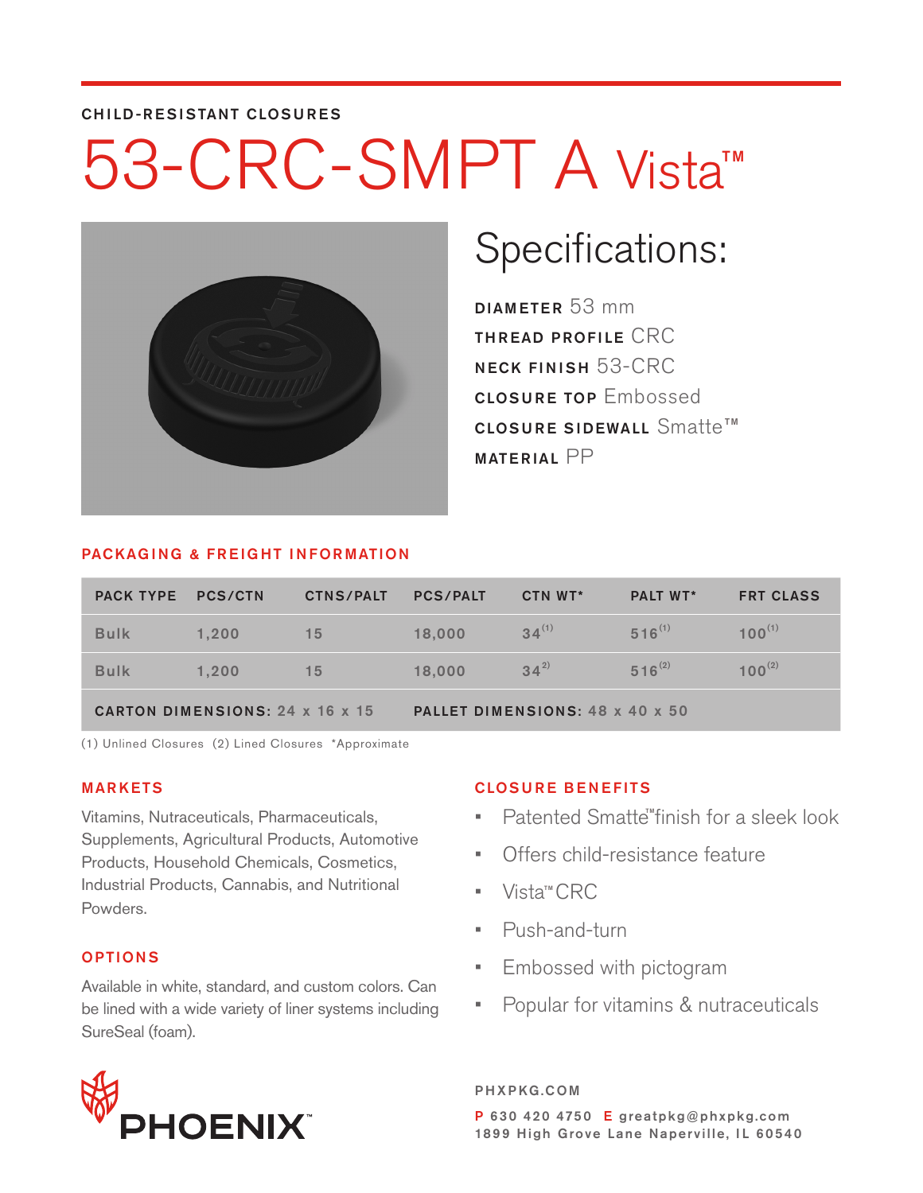CHILD-RESISTANT CLOSURES

# 53-CRC-SMPT A Vista™

## Specifications:

**DIAMETER** 53 mm
**THREAD PROFILE** CRC
**NECK FINISH** 53-CRC
**CLOSURE TOP** Embossed
**CLOSURE SIDEWALL** Smatte™
**MATERIAL** PP

### PACKAGING & FREIGHT INFORMATION

| PACK TYPE | PCS/CTN | CTNS/PALT | PCS/PALT | CTN WT* | PALT WT* | FRT CLASS |
|---|---|---|---|---|---|---|
| Bulk | 1,200 | 15 | 18,000 | 34(1) | 516(1) | 100(1) |
| Bulk | 1,200 | 15 | 18,000 | 34(2) | 516(2) | 100(2) |
| CARTON DIMENSIONS: 24 x 16 x 15 | | | PALLET DIMENSIONS: 48 x 40 x 50 | | | |

(1) Unlined Closures (2) Lined Closures *Approximate

### MARKETS

Vitamins, Nutraceuticals, Pharmaceuticals, Supplements, Agricultural Products, Automotive Products, Household Chemicals, Cosmetics, Industrial Products, Cannabis, and Nutritional Powders.

### OPTIONS

Available in white, standard, and custom colors. Can be lined with a wide variety of liner systems including SureSeal (foam).

### CLOSURE BENEFITS

- Patented Smatte™ finish for a sleek look
- Offers child-resistance feature
- Vista™ CRC
- Push-and-turn
- Embossed with pictogram
- Popular for vitamins & nutraceuticals

PHOENIX™

PHXPKG.COM

P 630 420 4750 E greatpkg@phxpkg.com
1899 High Grove Lane Naperville, IL 60540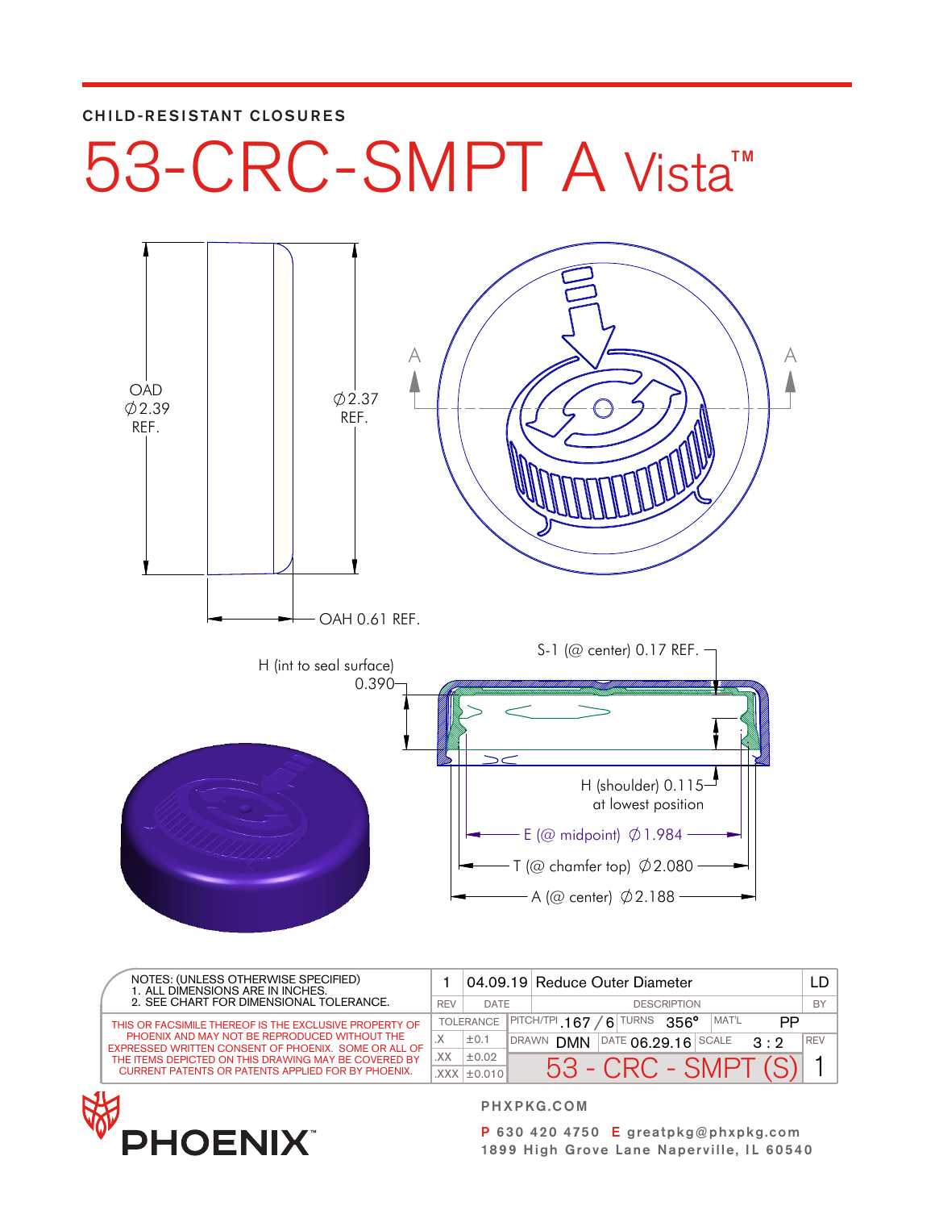CHILD-RESISTANT CLOSURES

# 53-CRC-SMPT A Vista™

OAD ∅2.39 REF.

∅2.37 REF.

OAH 0.61 REF.

H (int to seal surface) 0.390

S-1 (@ center) 0.17 REF.

H (shoulder) 0.115 at lowest position

E (@ midpoint) ∅1.984

T (@ chamfer top) ∅2.080

A (@ center) ∅2.188

NOTES: (UNLESS OTHERWISE SPECIFIED)
1. ALL DIMENSIONS ARE IN INCHES.
2. SEE CHART FOR DIMENSIONAL TOLERANCE.

THIS OR FACSIMILE THEREOF IS THE EXCLUSIVE PROPERTY OF PHOENIX AND MAY NOT BE REPRODUCED WITHOUT THE EXPRESSED WRITTEN CONSENT OF PHOENIX. SOME OR ALL OF THE ITEMS DEPICTED ON THIS DRAWING MAY BE COVERED BY CURRENT PATENTS OR PATENTS APPLIED FOR BY PHOENIX.

| REV | DATE | DESCRIPTION | BY |
|---|---|---|---|
| 1 | 04.09.19 | Reduce Outer Diameter | LD |

| TOLERANCE | |
|---|---|
| .X | ±0.1 |
| .XX | ±0.02 |
| .XXX | ±0.010 |

PITCH/TPI .167 / 6 | TURNS 356° | MAT'L PP

DRAWN DMN | DATE 06.29.16 | SCALE 3 : 2 | REV 1

53 - CRC - SMPT (S)

PHOENIX™

PHXPKG.COM

P 630 420 4750 E greatpkg@phxpkg.com
1899 High Grove Lane Naperville, IL 60540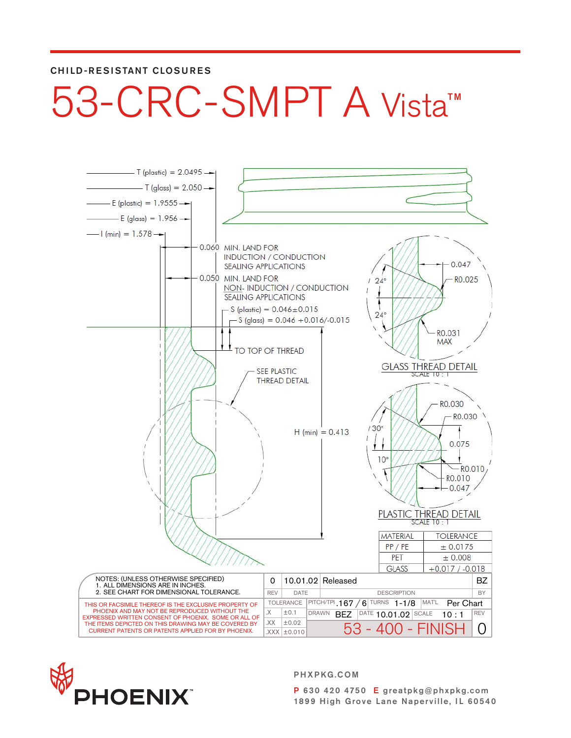CHILD-RESISTANT CLOSURES

# 53-CRC-SMPT A Vista™

T (plastic) = 2.0495

T (glass) = 2.050

E (plastic) = 1.9555

E (glass) = 1.956

I (min) = 1.578

0.060 MIN. LAND FOR INDUCTION / CONDUCTION SEALING APPLICATIONS

0.050 MIN. LAND FOR NON- INDUCTION / CONDUCTION SEALING APPLICATIONS

S (plastic) = 0.046±0.015

S (glass) = 0.046 +0.016/-0.015

TO TOP OF THREAD

SEE PLASTIC THREAD DETAIL

H (min) = 0.413

0.047

R0.025

24°

24°

R0.031 MAX

GLASS THREAD DETAIL
SCALE 10 : 1

R0.030

R0.030

30°

0.075

10°

R0.010

R0.010

0.047

PLASTIC THREAD DETAIL
SCALE 10 : 1

| MATERIAL | TOLERANCE |
|---|---|
| PP / PE | ± 0.0175 |
| PET | ± 0.008 |
| GLASS | +0.017 / -0.018 |

NOTES: (UNLESS OTHERWISE SPECIFIED)
1. ALL DIMENSIONS ARE IN INCHES.
2. SEE CHART FOR DIMENSIONAL TOLERANCE.

THIS OR FACSIMILE THEREOF IS THE EXCLUSIVE PROPERTY OF PHOENIX AND MAY NOT BE REPRODUCED WITHOUT THE EXPRESSED WRITTEN CONSENT OF PHOENIX. SOME OR ALL OF THE ITEMS DEPICTED ON THIS DRAWING MAY BE COVERED BY CURRENT PATENTS OR PATENTS APPLIED FOR BY PHOENIX.

| REV | DATE | DESCRIPTION | BY |
|---|---|---|---|
| 0 | 10.01.02 | Released | BZ |

| TOLERANCE | | PITCH/TPI | .167 / 6 | TURNS | 1-1/8 | MAT'L | Per Chart |
|---|---|---|---|---|---|---|---|
| .X | ±0.1 | DRAWN | BEZ | DATE | 10.01.02 | SCALE | 10 : 1 |
| .XX | ±0.02 | 53 - 400 - FINISH | | | | REV | 0 |
| .XXX | ±0.010 | | | | | | |

PHOENIX™

PHXPKG.COM

P 630 420 4750 E greatpkg@phxpkg.com
1899 High Grove Lane Naperville, IL 60540